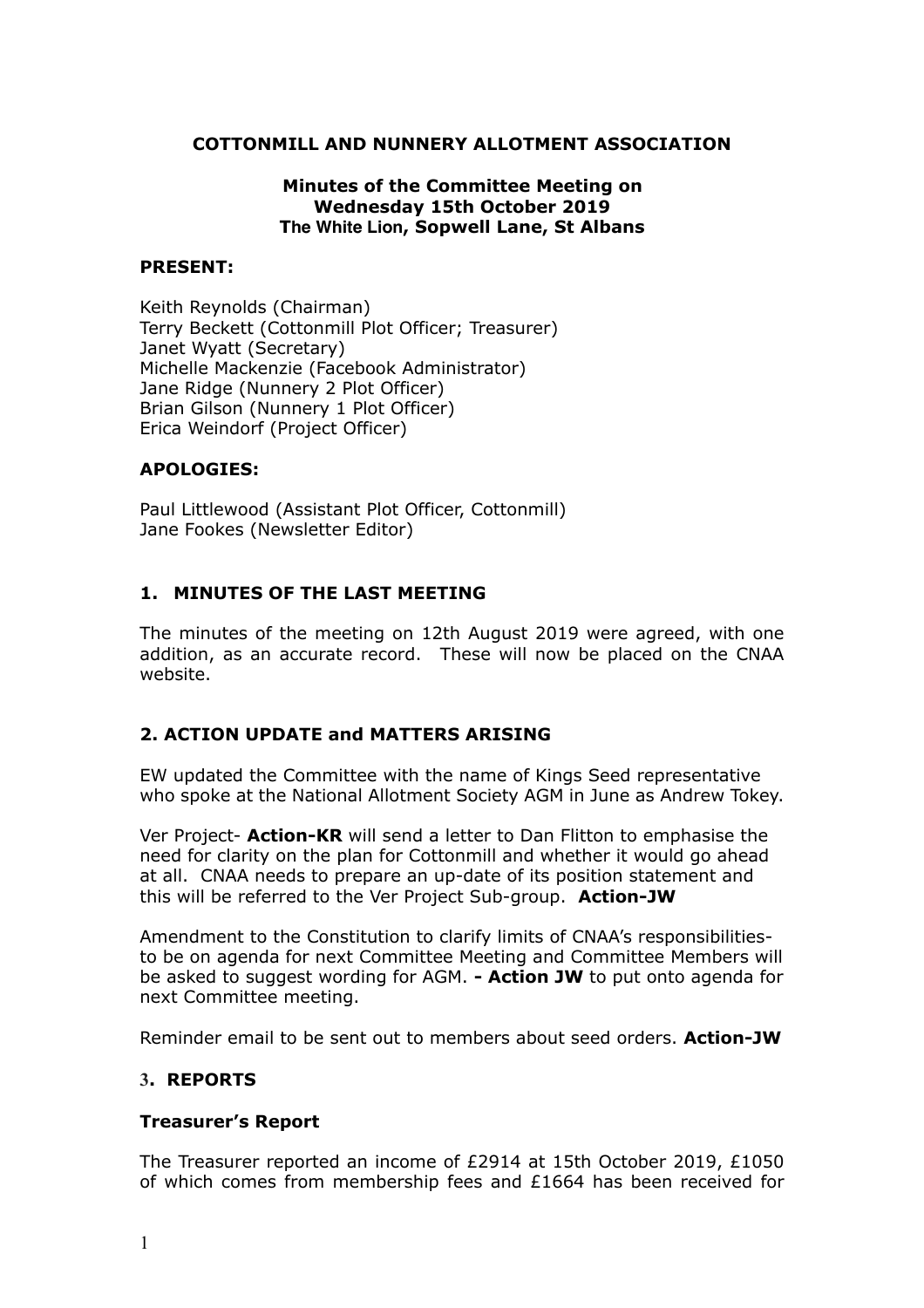# COTTONMILL AND NUNNERY ALLOTMENT ASSOCIATION

### Minutes of the Committee Meeting on Wednesday 15th October 2019 The White Lion, Sopwell Lane, St Albans

**PRESENT:**

Keith Reynolds (Chairman)
Terry Beckett (Cottonmill Plot Officer; Treasurer)
Janet Wyatt (Secretary)
Michelle Mackenzie (Facebook Administrator)
Jane Ridge (Nunnery 2 Plot Officer)
Brian Gilson (Nunnery 1 Plot Officer)
Erica Weindorf (Project Officer)

**APOLOGIES:**

Paul Littlewood (Assistant Plot Officer, Cottonmill)
Jane Fookes (Newsletter Editor)

## 1. MINUTES OF THE LAST MEETING

The minutes of the meeting on 12th August 2019 were agreed, with one addition, as an accurate record. These will now be placed on the CNAA website.

## 2. ACTION UPDATE and MATTERS ARISING

EW updated the Committee with the name of Kings Seed representative who spoke at the National Allotment Society AGM in June as Andrew Tokey.

Ver Project- **Action-KR** will send a letter to Dan Flitton to emphasise the need for clarity on the plan for Cottonmill and whether it would go ahead at all. CNAA needs to prepare an up-date of its position statement and this will be referred to the Ver Project Sub-group. **Action-JW**

Amendment to the Constitution to clarify limits of CNAA's responsibilities- to be on agenda for next Committee Meeting and Committee Members will be asked to suggest wording for AGM. **- Action JW** to put onto agenda for next Committee meeting.

Reminder email to be sent out to members about seed orders. **Action-JW**

## 3. REPORTS

### Treasurer's Report

The Treasurer reported an income of £2914 at 15th October 2019, £1050 of which comes from membership fees and £1664 has been received for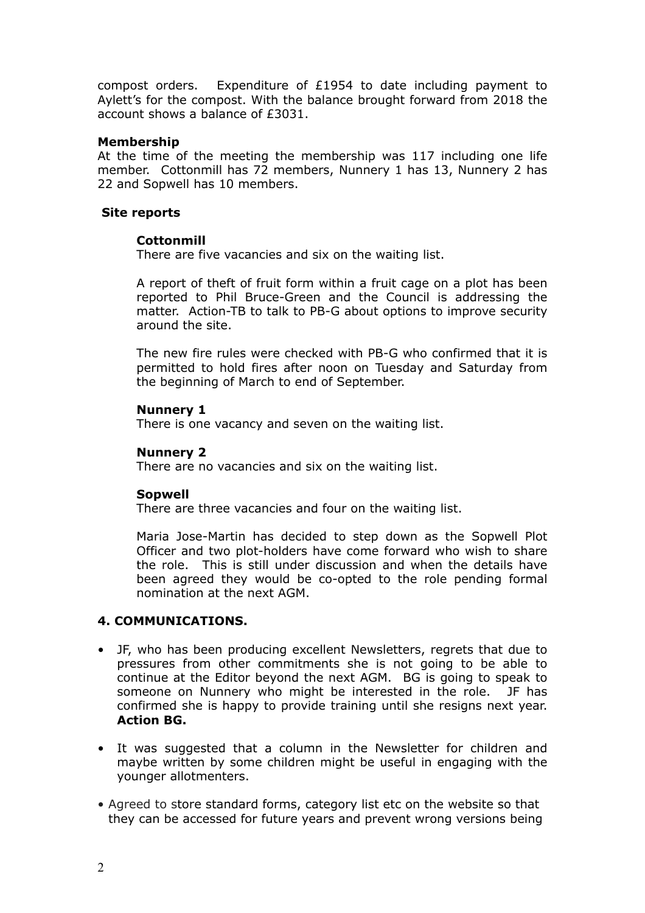compost orders. Expenditure of £1954 to date including payment to Aylett's for the compost. With the balance brought forward from 2018 the account shows a balance of £3031.

**Membership**

At the time of the meeting the membership was 117 including one life member. Cottonmill has 72 members, Nunnery 1 has 13, Nunnery 2 has 22 and Sopwell has 10 members.

**Site reports**

**Cottonmill**

There are five vacancies and six on the waiting list.

A report of theft of fruit form within a fruit cage on a plot has been reported to Phil Bruce-Green and the Council is addressing the matter. Action-TB to talk to PB-G about options to improve security around the site.

The new fire rules were checked with PB-G who confirmed that it is permitted to hold fires after noon on Tuesday and Saturday from the beginning of March to end of September.

**Nunnery 1**

There is one vacancy and seven on the waiting list.

**Nunnery 2**

There are no vacancies and six on the waiting list.

**Sopwell**

There are three vacancies and four on the waiting list.

Maria Jose-Martin has decided to step down as the Sopwell Plot Officer and two plot-holders have come forward who wish to share the role. This is still under discussion and when the details have been agreed they would be co-opted to the role pending formal nomination at the next AGM.

## 4. COMMUNICATIONS.

- JF, who has been producing excellent Newsletters, regrets that due to pressures from other commitments she is not going to be able to continue at the Editor beyond the next AGM. BG is going to speak to someone on Nunnery who might be interested in the role. JF has confirmed she is happy to provide training until she resigns next year. **Action BG.**
- It was suggested that a column in the Newsletter for children and maybe written by some children might be useful in engaging with the younger allotmenters.
- Agreed to store standard forms, category list etc on the website so that they can be accessed for future years and prevent wrong versions being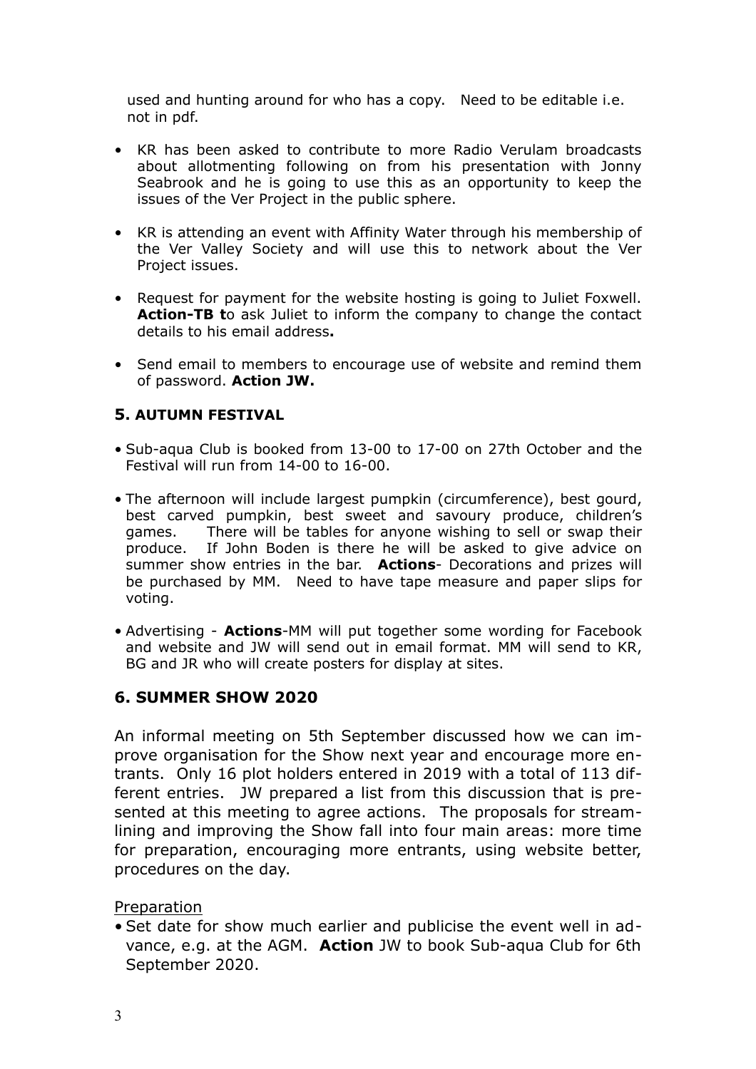used and hunting around for who has a copy. Need to be editable i.e. not in pdf.

- KR has been asked to contribute to more Radio Verulam broadcasts about allotmenting following on from his presentation with Jonny Seabrook and he is going to use this as an opportunity to keep the issues of the Ver Project in the public sphere.
- KR is attending an event with Affinity Water through his membership of the Ver Valley Society and will use this to network about the Ver Project issues.
- Request for payment for the website hosting is going to Juliet Foxwell. **Action-TB t**o ask Juliet to inform the company to change the contact details to his email address**.**
- Send email to members to encourage use of website and remind them of password. **Action JW.**

## 5. AUTUMN FESTIVAL

- Sub-aqua Club is booked from 13-00 to 17-00 on 27th October and the Festival will run from 14-00 to 16-00.
- The afternoon will include largest pumpkin (circumference), best gourd, best carved pumpkin, best sweet and savoury produce, children's games. There will be tables for anyone wishing to sell or swap their produce. If John Boden is there he will be asked to give advice on summer show entries in the bar. **Actions**- Decorations and prizes will be purchased by MM. Need to have tape measure and paper slips for voting.
- Advertising - **Actions**-MM will put together some wording for Facebook and website and JW will send out in email format. MM will send to KR, BG and JR who will create posters for display at sites.

## 6. SUMMER SHOW 2020

An informal meeting on 5th September discussed how we can improve organisation for the Show next year and encourage more entrants. Only 16 plot holders entered in 2019 with a total of 113 different entries. JW prepared a list from this discussion that is presented at this meeting to agree actions. The proposals for streamlining and improving the Show fall into four main areas: more time for preparation, encouraging more entrants, using website better, procedures on the day.

Preparation

- Set date for show much earlier and publicise the event well in advance, e.g. at the AGM. **Action** JW to book Sub-aqua Club for 6th September 2020.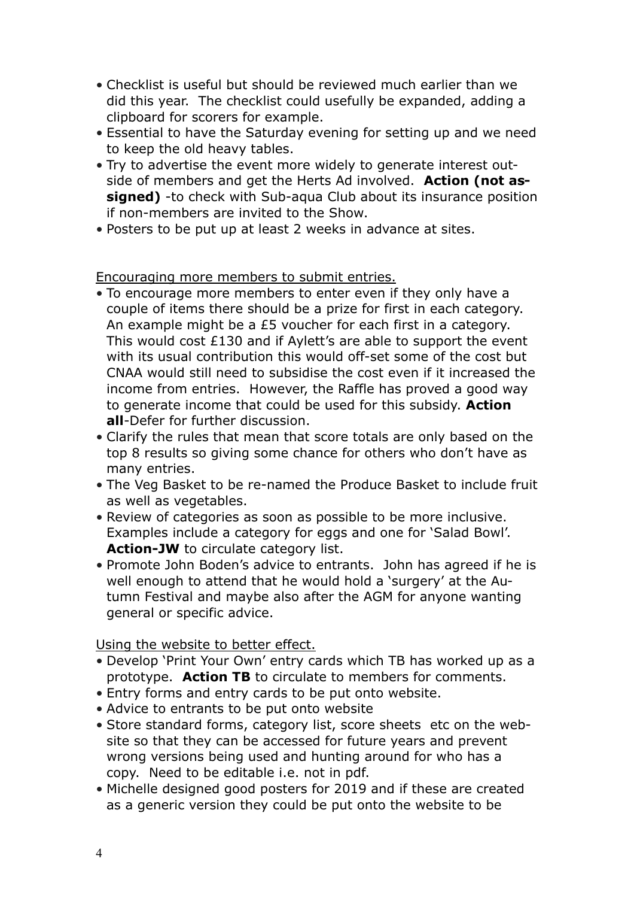- Checklist is useful but should be reviewed much earlier than we did this year. The checklist could usefully be expanded, adding a clipboard for scorers for example.
- Essential to have the Saturday evening for setting up and we need to keep the old heavy tables.
- Try to advertise the event more widely to generate interest outside of members and get the Herts Ad involved. **Action (not assigned)** -to check with Sub-aqua Club about its insurance position if non-members are invited to the Show.
- Posters to be put up at least 2 weeks in advance at sites.

<u>Encouraging more members to submit entries.</u>

- To encourage more members to enter even if they only have a couple of items there should be a prize for first in each category. An example might be a £5 voucher for each first in a category. This would cost £130 and if Aylett's are able to support the event with its usual contribution this would off-set some of the cost but CNAA would still need to subsidise the cost even if it increased the income from entries. However, the Raffle has proved a good way to generate income that could be used for this subsidy. **Action all**-Defer for further discussion.
- Clarify the rules that mean that score totals are only based on the top 8 results so giving some chance for others who don't have as many entries.
- The Veg Basket to be re-named the Produce Basket to include fruit as well as vegetables.
- Review of categories as soon as possible to be more inclusive. Examples include a category for eggs and one for 'Salad Bowl'. **Action-JW** to circulate category list.
- Promote John Boden's advice to entrants. John has agreed if he is well enough to attend that he would hold a 'surgery' at the Autumn Festival and maybe also after the AGM for anyone wanting general or specific advice.

<u>Using the website to better effect.</u>

- Develop 'Print Your Own' entry cards which TB has worked up as a prototype. **Action TB** to circulate to members for comments.
- Entry forms and entry cards to be put onto website.
- Advice to entrants to be put onto website
- Store standard forms, category list, score sheets etc on the website so that they can be accessed for future years and prevent wrong versions being used and hunting around for who has a copy. Need to be editable i.e. not in pdf.
- Michelle designed good posters for 2019 and if these are created as a generic version they could be put onto the website to be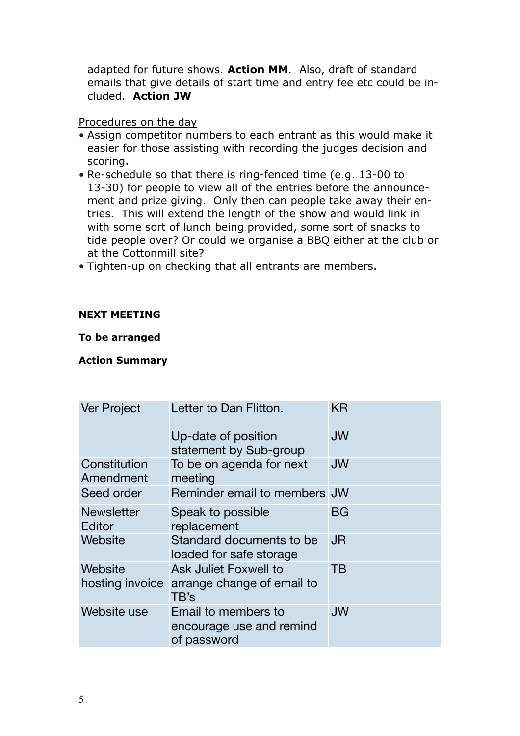adapted for future shows. **Action MM**. Also, draft of standard emails that give details of start time and entry fee etc could be included. **Action JW**

Procedures on the day

- Assign competitor numbers to each entrant as this would make it easier for those assisting with recording the judges decision and scoring.
- Re-schedule so that there is ring-fenced time (e.g. 13-00 to 13-30) for people to view all of the entries before the announcement and prize giving. Only then can people take away their entries. This will extend the length of the show and would link in with some sort of lunch being provided, some sort of snacks to tide people over? Or could we organise a BBQ either at the club or at the Cottonmill site?
- Tighten-up on checking that all entrants are members.

**NEXT MEETING**

**To be arranged**

**Action Summary**

| | | | |
|---|---|---|---|
| Ver Project | Letter to Dan Flitton.<br><br>Up-date of position statement by Sub-group | KR<br><br>JW | |
| Constitution Amendment | To be on agenda for next meeting | JW | |
| Seed order | Reminder email to members | JW | |
| Newsletter Editor | Speak to possible replacement | BG | |
| Website | Standard documents to be loaded for safe storage | JR | |
| Website hosting invoice | Ask Juliet Foxwell to arrange change of email to TB's | TB | |
| Website use | Email to members to encourage use and remind of password | JW | |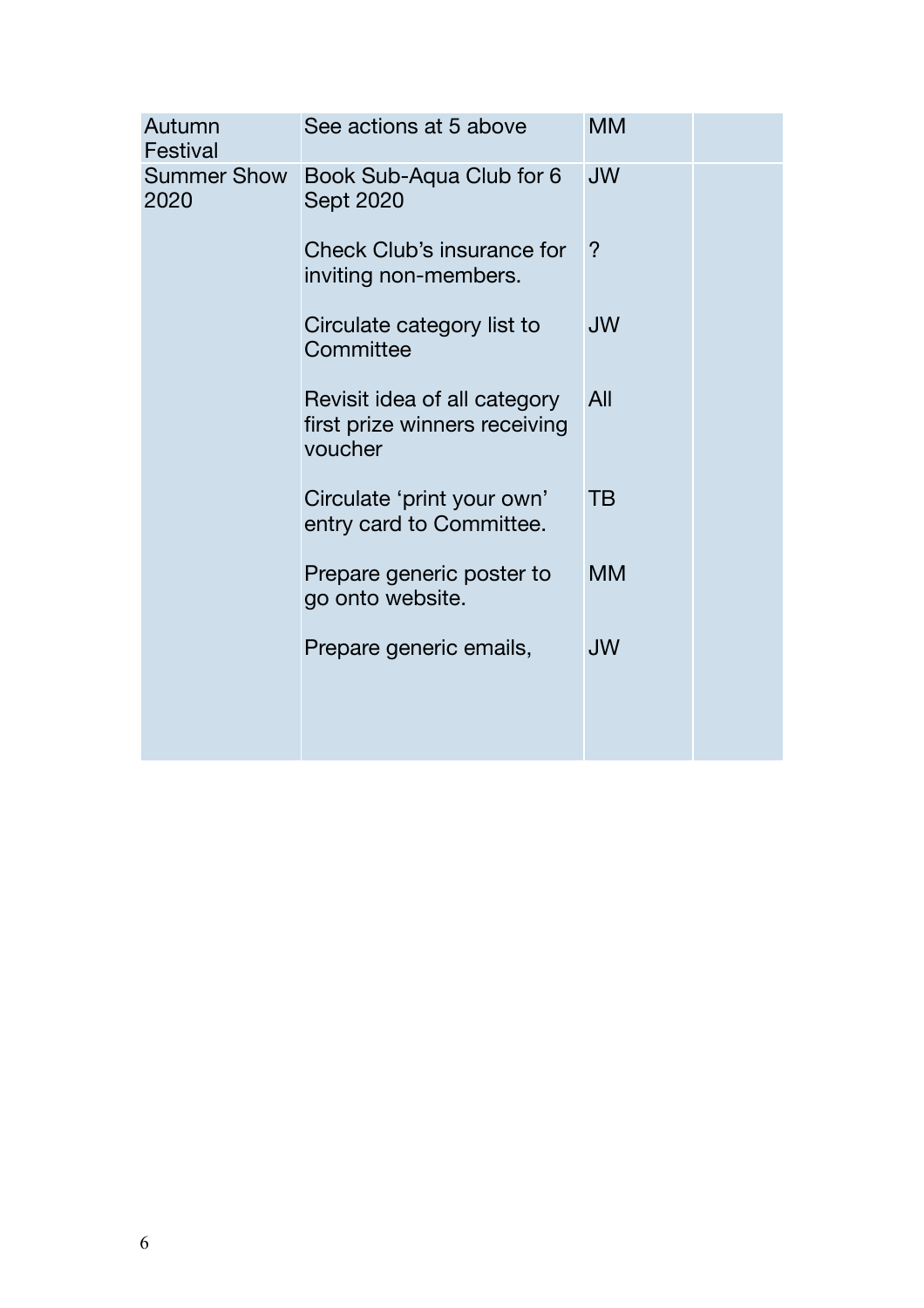| | | | |
|---|---|---|---|
| Autumn Festival | See actions at 5 above | MM | |
| Summer Show 2020 | Book Sub-Aqua Club for 6 Sept 2020 | JW | |
| | Check Club's insurance for inviting non-members. | ? | |
| | Circulate category list to Committee | JW | |
| | Revisit idea of all category first prize winners receiving voucher | All | |
| | Circulate 'print your own' entry card to Committee. | TB | |
| | Prepare generic poster to go onto website. | MM | |
| | Prepare generic emails, | JW | |